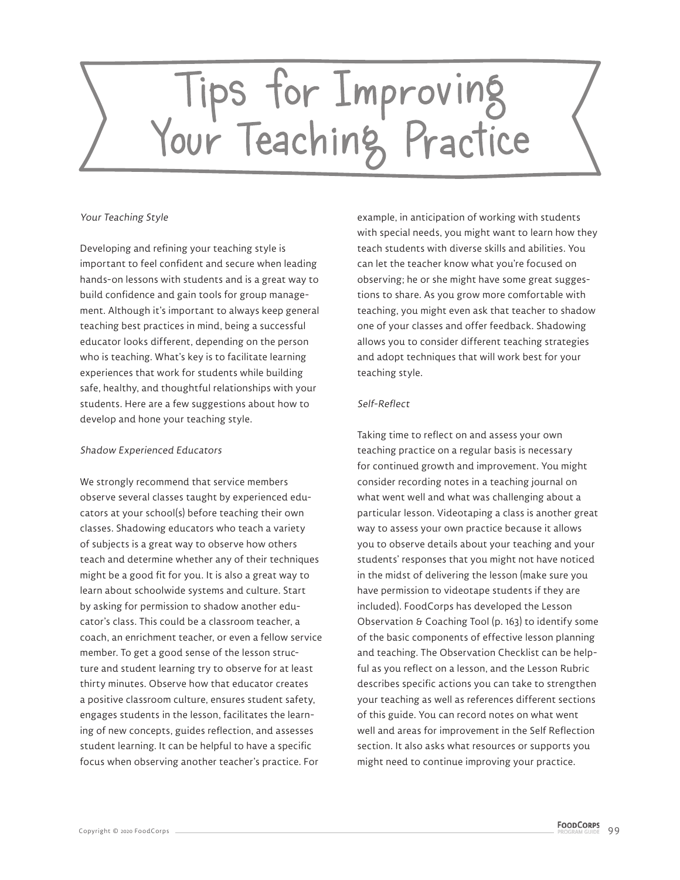# Tips for Improving Your Teaching Practice

*Your Teaching Style*

Developing and refining your teaching style is important to feel confident and secure when leading hands-on lessons with students and is a great way to build confidence and gain tools for group management. Although it's important to always keep general teaching best practices in mind, being a successful educator looks different, depending on the person who is teaching. What's key is to facilitate learning experiences that work for students while building safe, healthy, and thoughtful relationships with your students. Here are a few suggestions about how to develop and hone your teaching style.

*Shadow Experienced Educators*

We strongly recommend that service members observe several classes taught by experienced educators at your school(s) before teaching their own classes. Shadowing educators who teach a variety of subjects is a great way to observe how others teach and determine whether any of their techniques might be a good fit for you. It is also a great way to learn about schoolwide systems and culture. Start by asking for permission to shadow another educator's class. This could be a classroom teacher, a coach, an enrichment teacher, or even a fellow service member. To get a good sense of the lesson structure and student learning try to observe for at least thirty minutes. Observe how that educator creates a positive classroom culture, ensures student safety, engages students in the lesson, facilitates the learning of new concepts, guides reflection, and assesses student learning. It can be helpful to have a specific focus when observing another teacher's practice. For example, in anticipation of working with students with special needs, you might want to learn how they teach students with diverse skills and abilities. You can let the teacher know what you're focused on observing; he or she might have some great suggestions to share. As you grow more comfortable with teaching, you might even ask that teacher to shadow one of your classes and offer feedback. Shadowing allows you to consider different teaching strategies and adopt techniques that will work best for your teaching style.

*Self-Reflect*

Taking time to reflect on and assess your own teaching practice on a regular basis is necessary for continued growth and improvement. You might consider recording notes in a teaching journal on what went well and what was challenging about a particular lesson. Videotaping a class is another great way to assess your own practice because it allows you to observe details about your teaching and your students' responses that you might not have noticed in the midst of delivering the lesson (make sure you have permission to videotape students if they are included). FoodCorps has developed the Lesson Observation & Coaching Tool (p. 163) to identify some of the basic components of effective lesson planning and teaching. The Observation Checklist can be helpful as you reflect on a lesson, and the Lesson Rubric describes specific actions you can take to strengthen your teaching as well as references different sections of this guide. You can record notes on what went well and areas for improvement in the Self Reflection section. It also asks what resources or supports you might need to continue improving your practice.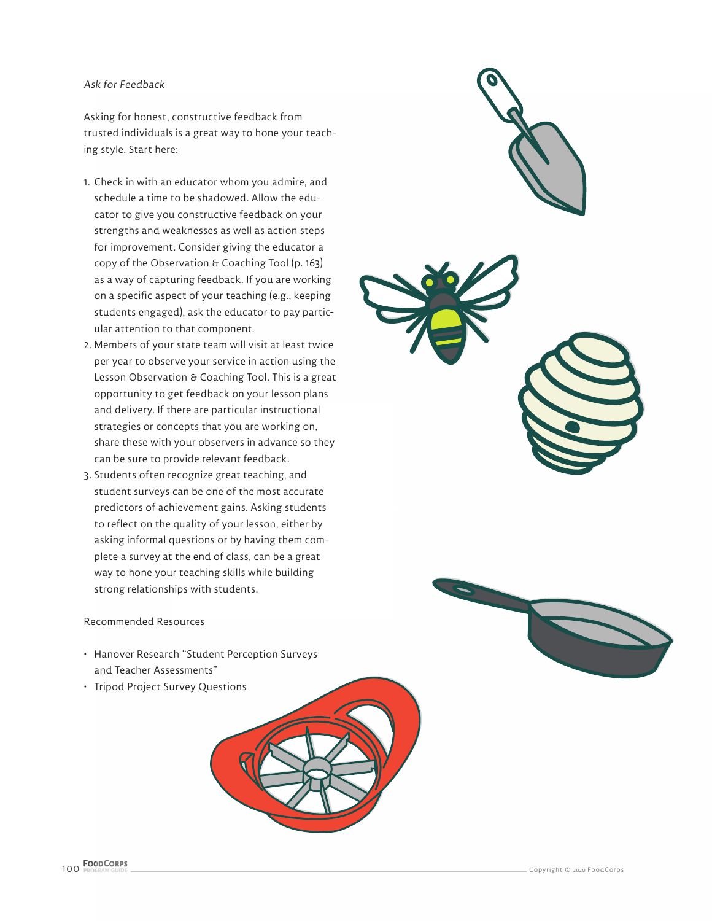*Ask for Feedback*

Asking for honest, constructive feedback from trusted individuals is a great way to hone your teaching style. Start here:

1. Check in with an educator whom you admire, and schedule a time to be shadowed. Allow the educator to give you constructive feedback on your strengths and weaknesses as well as action steps for improvement. Consider giving the educator a copy of the Observation & Coaching Tool (p. 163) as a way of capturing feedback. If you are working on a specific aspect of your teaching (e.g., keeping students engaged), ask the educator to pay particular attention to that component.
2. Members of your state team will visit at least twice per year to observe your service in action using the Lesson Observation & Coaching Tool. This is a great opportunity to get feedback on your lesson plans and delivery. If there are particular instructional strategies or concepts that you are working on, share these with your observers in advance so they can be sure to provide relevant feedback.
3. Students often recognize great teaching, and student surveys can be one of the most accurate predictors of achievement gains. Asking students to reflect on the quality of your lesson, either by asking informal questions or by having them complete a survey at the end of class, can be a great way to hone your teaching skills while building strong relationships with students.

Recommended Resources

- Hanover Research "Student Perception Surveys and Teacher Assessments"
- Tripod Project Survey Questions